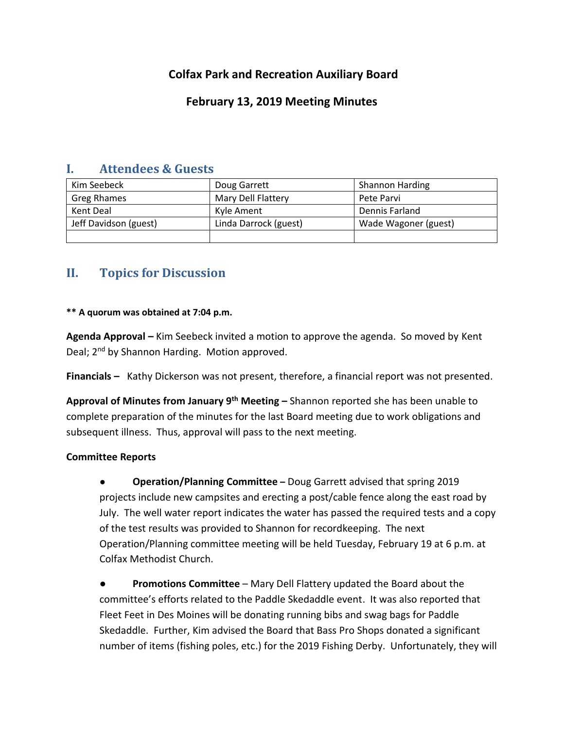# Colfax Park and Recreation Auxiliary Board

## February 13, 2019 Meeting Minutes

## I. Attendees & Guests

| | | |
|---|---|---|
| Kim Seebeck | Doug Garrett | Shannon Harding |
| Greg Rhames | Mary Dell Flattery | Pete Parvi |
| Kent Deal | Kyle Ament | Dennis Farland |
| Jeff Davidson (guest) | Linda Darrock (guest) | Wade Wagoner (guest) |
| | | |

## II. Topics for Discussion

**** A quorum was obtained at 7:04 p.m.**

**Agenda Approval –** Kim Seebeck invited a motion to approve the agenda. So moved by Kent Deal; 2nd by Shannon Harding. Motion approved.

**Financials –** Kathy Dickerson was not present, therefore, a financial report was not presented.

**Approval of Minutes from January 9th Meeting –** Shannon reported she has been unable to complete preparation of the minutes for the last Board meeting due to work obligations and subsequent illness. Thus, approval will pass to the next meeting.

**Committee Reports**

- **Operation/Planning Committee –** Doug Garrett advised that spring 2019 projects include new campsites and erecting a post/cable fence along the east road by July. The well water report indicates the water has passed the required tests and a copy of the test results was provided to Shannon for recordkeeping. The next Operation/Planning committee meeting will be held Tuesday, February 19 at 6 p.m. at Colfax Methodist Church.

- **Promotions Committee** – Mary Dell Flattery updated the Board about the committee's efforts related to the Paddle Skedaddle event. It was also reported that Fleet Feet in Des Moines will be donating running bibs and swag bags for Paddle Skedaddle. Further, Kim advised the Board that Bass Pro Shops donated a significant number of items (fishing poles, etc.) for the 2019 Fishing Derby. Unfortunately, they will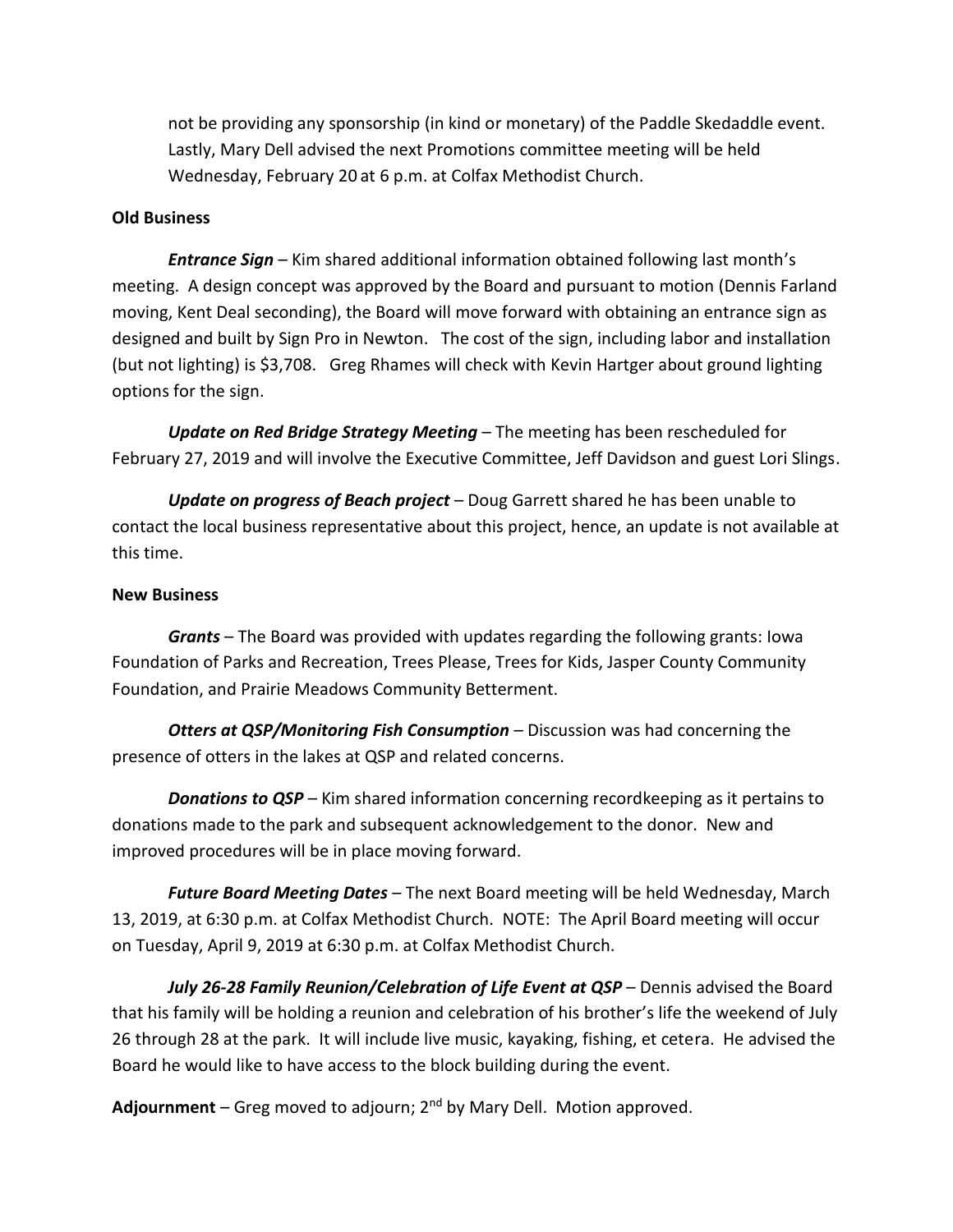not be providing any sponsorship (in kind or monetary) of the Paddle Skedaddle event. Lastly, Mary Dell advised the next Promotions committee meeting will be held Wednesday, February 20 at 6 p.m. at Colfax Methodist Church.

**Old Business**

***Entrance Sign*** – Kim shared additional information obtained following last month's meeting. A design concept was approved by the Board and pursuant to motion (Dennis Farland moving, Kent Deal seconding), the Board will move forward with obtaining an entrance sign as designed and built by Sign Pro in Newton. The cost of the sign, including labor and installation (but not lighting) is $3,708. Greg Rhames will check with Kevin Hartger about ground lighting options for the sign.

***Update on Red Bridge Strategy Meeting*** – The meeting has been rescheduled for February 27, 2019 and will involve the Executive Committee, Jeff Davidson and guest Lori Slings.

***Update on progress of Beach project*** – Doug Garrett shared he has been unable to contact the local business representative about this project, hence, an update is not available at this time.

**New Business**

***Grants*** – The Board was provided with updates regarding the following grants: Iowa Foundation of Parks and Recreation, Trees Please, Trees for Kids, Jasper County Community Foundation, and Prairie Meadows Community Betterment.

***Otters at QSP/Monitoring Fish Consumption*** – Discussion was had concerning the presence of otters in the lakes at QSP and related concerns.

***Donations to QSP*** – Kim shared information concerning recordkeeping as it pertains to donations made to the park and subsequent acknowledgement to the donor. New and improved procedures will be in place moving forward.

***Future Board Meeting Dates*** – The next Board meeting will be held Wednesday, March 13, 2019, at 6:30 p.m. at Colfax Methodist Church. NOTE: The April Board meeting will occur on Tuesday, April 9, 2019 at 6:30 p.m. at Colfax Methodist Church.

***July 26-28 Family Reunion/Celebration of Life Event at QSP*** – Dennis advised the Board that his family will be holding a reunion and celebration of his brother's life the weekend of July 26 through 28 at the park. It will include live music, kayaking, fishing, et cetera. He advised the Board he would like to have access to the block building during the event.

**Adjournment** – Greg moved to adjourn; 2nd by Mary Dell. Motion approved.